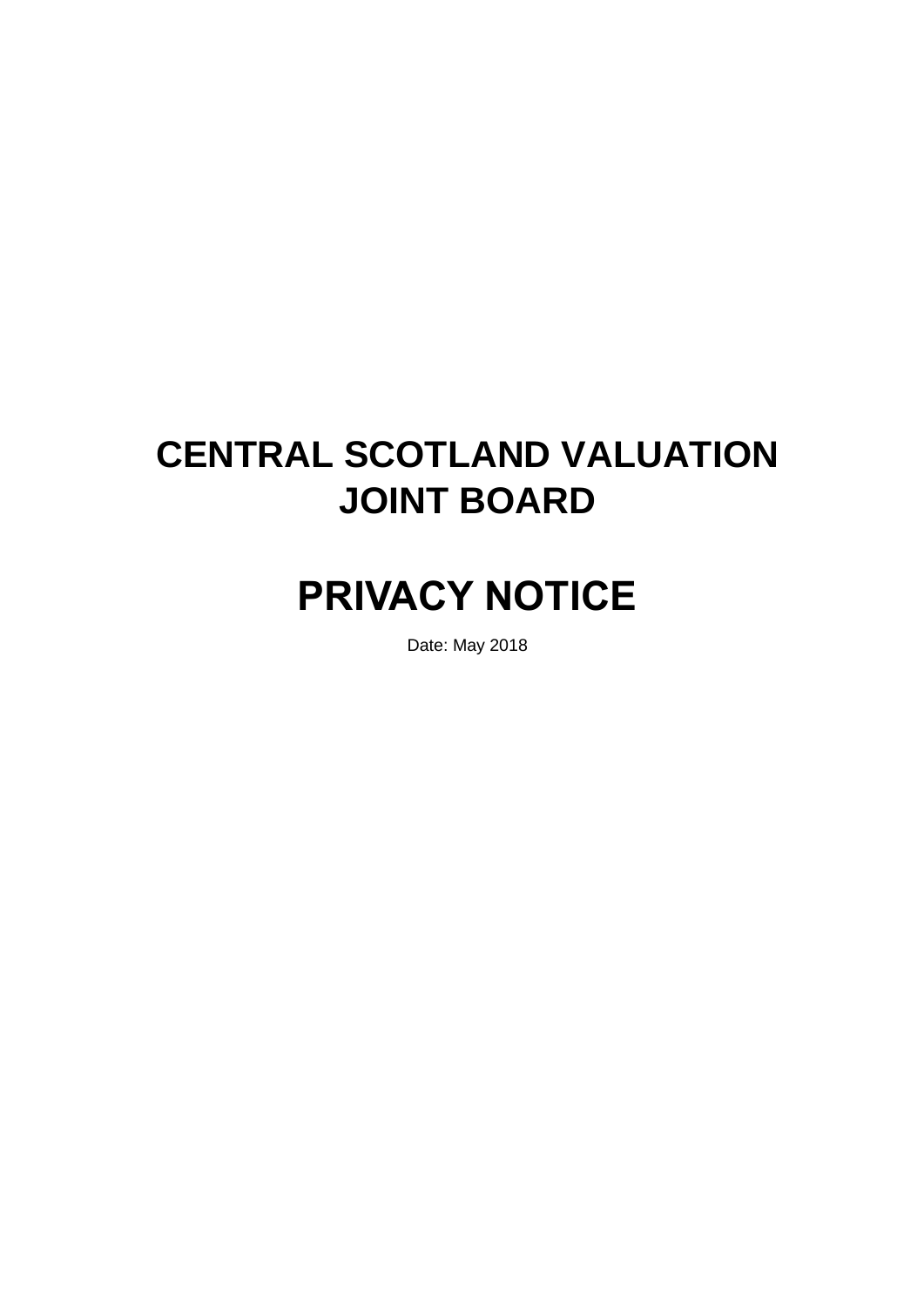# CENTRAL SCOTLAND VALUATION JOINT BOARD

# PRIVACY NOTICE

Date: May 2018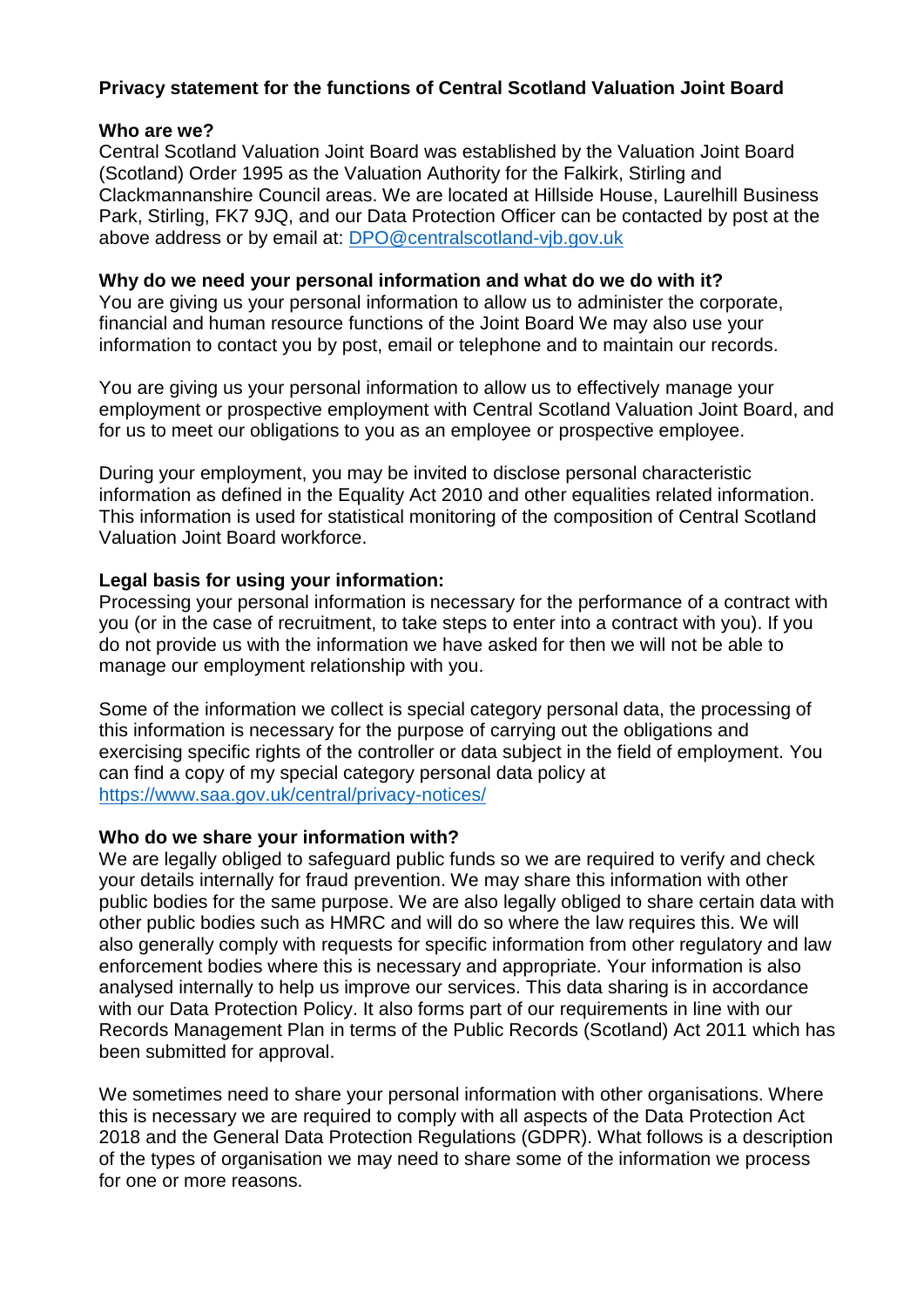**Privacy statement for the functions of Central Scotland Valuation Joint Board**

**Who are we?**

Central Scotland Valuation Joint Board was established by the Valuation Joint Board (Scotland) Order 1995 as the Valuation Authority for the Falkirk, Stirling and Clackmannanshire Council areas. We are located at Hillside House, Laurelhill Business Park, Stirling, FK7 9JQ, and our Data Protection Officer can be contacted by post at the above address or by email at: [DPO@centralscotland-vjb.gov.uk](mailto:DPO@centralscotland-vjb.gov.uk)

**Why do we need your personal information and what do we do with it?**

You are giving us your personal information to allow us to administer the corporate, financial and human resource functions of the Joint Board We may also use your information to contact you by post, email or telephone and to maintain our records.

You are giving us your personal information to allow us to effectively manage your employment or prospective employment with Central Scotland Valuation Joint Board, and for us to meet our obligations to you as an employee or prospective employee.

During your employment, you may be invited to disclose personal characteristic information as defined in the Equality Act 2010 and other equalities related information. This information is used for statistical monitoring of the composition of Central Scotland Valuation Joint Board workforce.

**Legal basis for using your information:**

Processing your personal information is necessary for the performance of a contract with you (or in the case of recruitment, to take steps to enter into a contract with you). If you do not provide us with the information we have asked for then we will not be able to manage our employment relationship with you.

Some of the information we collect is special category personal data, the processing of this information is necessary for the purpose of carrying out the obligations and exercising specific rights of the controller or data subject in the field of employment. You can find a copy of my special category personal data policy at [https://www.saa.gov.uk/central/privacy-notices/](https://www.saa.gov.uk/central/privacy-notices/)

**Who do we share your information with?**

We are legally obliged to safeguard public funds so we are required to verify and check your details internally for fraud prevention. We may share this information with other public bodies for the same purpose. We are also legally obliged to share certain data with other public bodies such as HMRC and will do so where the law requires this. We will also generally comply with requests for specific information from other regulatory and law enforcement bodies where this is necessary and appropriate. Your information is also analysed internally to help us improve our services. This data sharing is in accordance with our Data Protection Policy. It also forms part of our requirements in line with our Records Management Plan in terms of the Public Records (Scotland) Act 2011 which has been submitted for approval.

We sometimes need to share your personal information with other organisations. Where this is necessary we are required to comply with all aspects of the Data Protection Act 2018 and the General Data Protection Regulations (GDPR). What follows is a description of the types of organisation we may need to share some of the information we process for one or more reasons.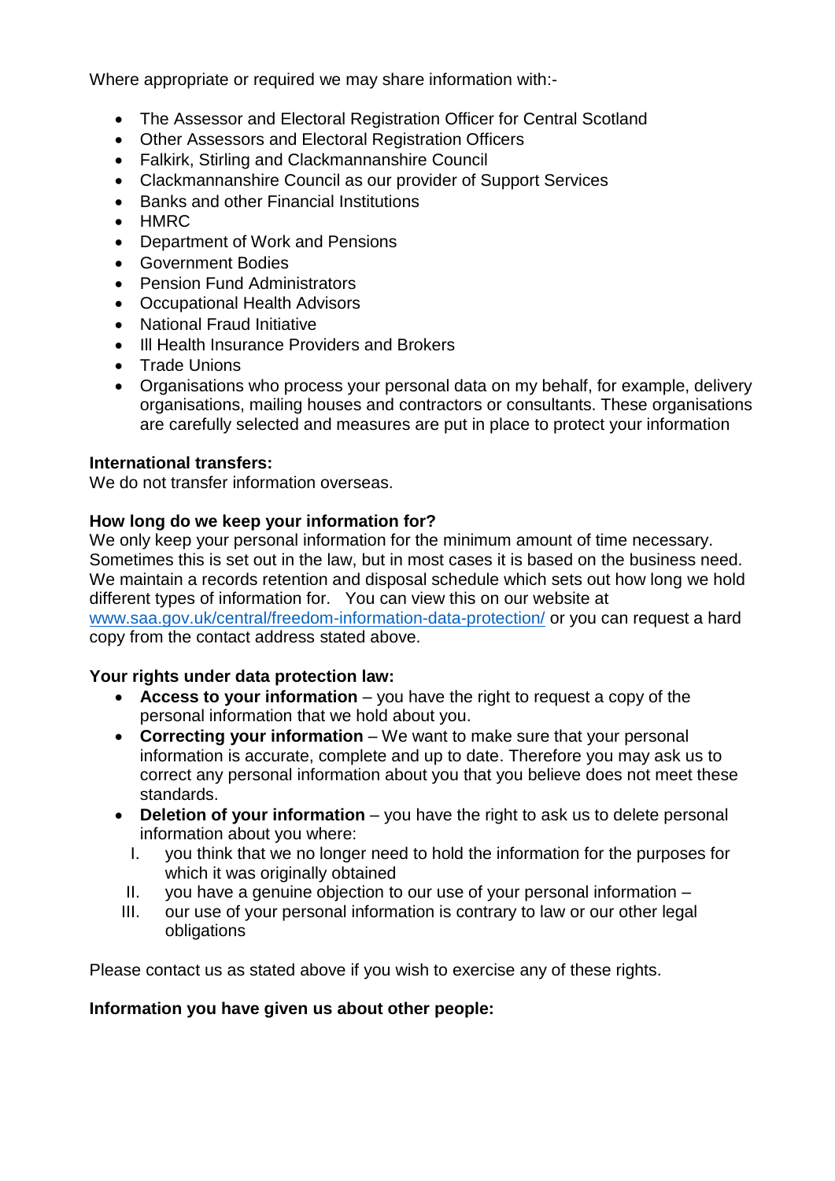Where appropriate or required we may share information with:-

- The Assessor and Electoral Registration Officer for Central Scotland
- Other Assessors and Electoral Registration Officers
- Falkirk, Stirling and Clackmannanshire Council
- Clackmannanshire Council as our provider of Support Services
- Banks and other Financial Institutions
- HMRC
- Department of Work and Pensions
- Government Bodies
- Pension Fund Administrators
- Occupational Health Advisors
- National Fraud Initiative
- Ill Health Insurance Providers and Brokers
- Trade Unions
- Organisations who process your personal data on my behalf, for example, delivery organisations, mailing houses and contractors or consultants. These organisations are carefully selected and measures are put in place to protect your information

**International transfers:**
We do not transfer information overseas.

**How long do we keep your information for?**
We only keep your personal information for the minimum amount of time necessary. Sometimes this is set out in the law, but in most cases it is based on the business need. We maintain a records retention and disposal schedule which sets out how long we hold different types of information for. You can view this on our website at [www.saa.gov.uk/central/freedom-information-data-protection/](www.saa.gov.uk/central/freedom-information-data-protection/) or you can request a hard copy from the contact address stated above.

**Your rights under data protection law:**

- **Access to your information** – you have the right to request a copy of the personal information that we hold about you.
- **Correcting your information** – We want to make sure that your personal information is accurate, complete and up to date. Therefore you may ask us to correct any personal information about you that you believe does not meet these standards.
- **Deletion of your information** – you have the right to ask us to delete personal information about you where:
  - I. you think that we no longer need to hold the information for the purposes for which it was originally obtained
  - II. you have a genuine objection to our use of your personal information –
  - III. our use of your personal information is contrary to law or our other legal obligations

Please contact us as stated above if you wish to exercise any of these rights.

**Information you have given us about other people:**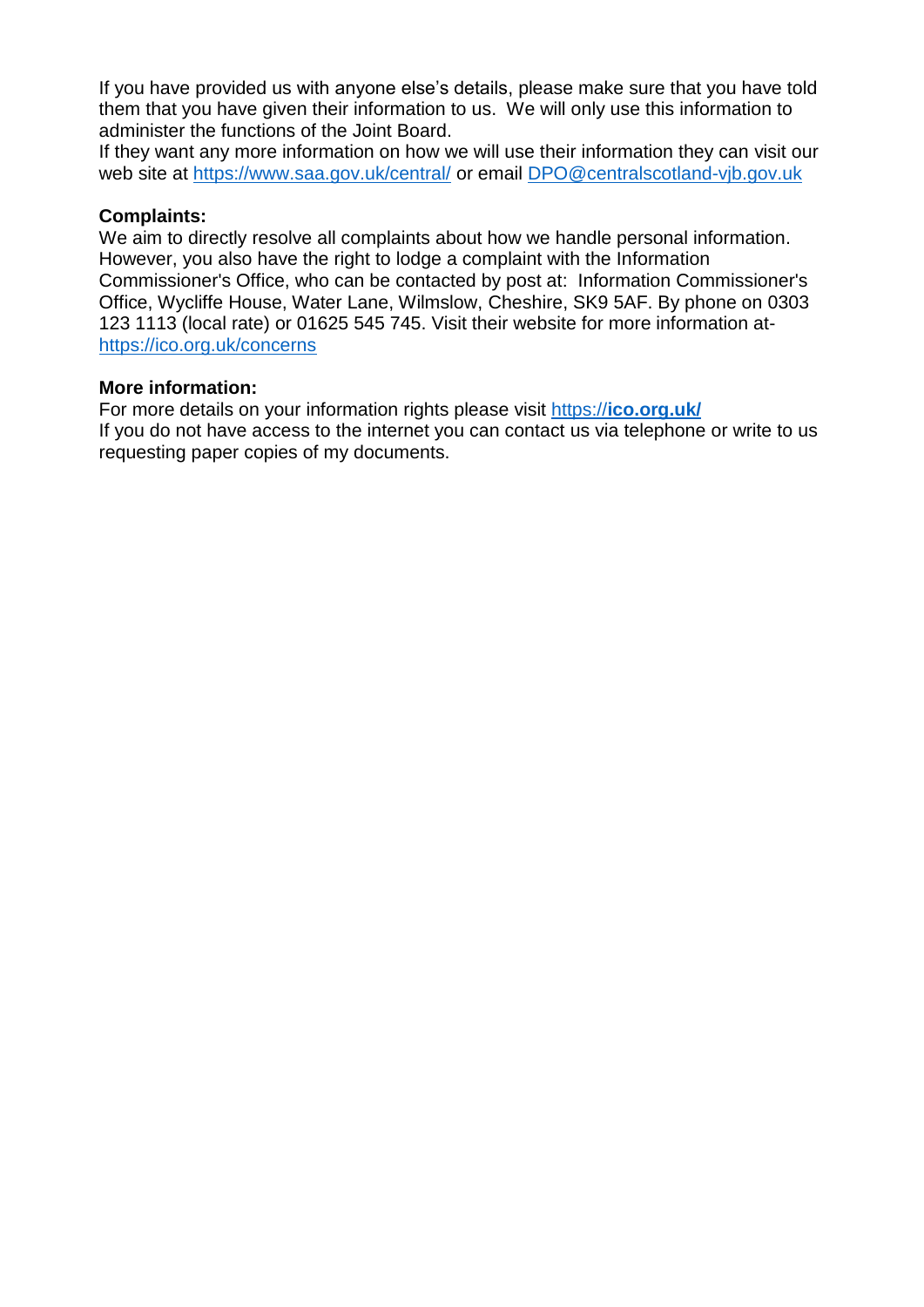If you have provided us with anyone else's details, please make sure that you have told them that you have given their information to us. We will only use this information to administer the functions of the Joint Board.

If they want any more information on how we will use their information they can visit our web site at https://www.saa.gov.uk/central/ or email DPO@centralscotland-vjb.gov.uk

**Complaints:**

We aim to directly resolve all complaints about how we handle personal information. However, you also have the right to lodge a complaint with the Information Commissioner's Office, who can be contacted by post at: Information Commissioner's Office, Wycliffe House, Water Lane, Wilmslow, Cheshire, SK9 5AF. By phone on 0303 123 1113 (local rate) or 01625 545 745. Visit their website for more information at- https://ico.org.uk/concerns

**More information:**

For more details on your information rights please visit https://**ico.org.uk/**

If you do not have access to the internet you can contact us via telephone or write to us requesting paper copies of my documents.